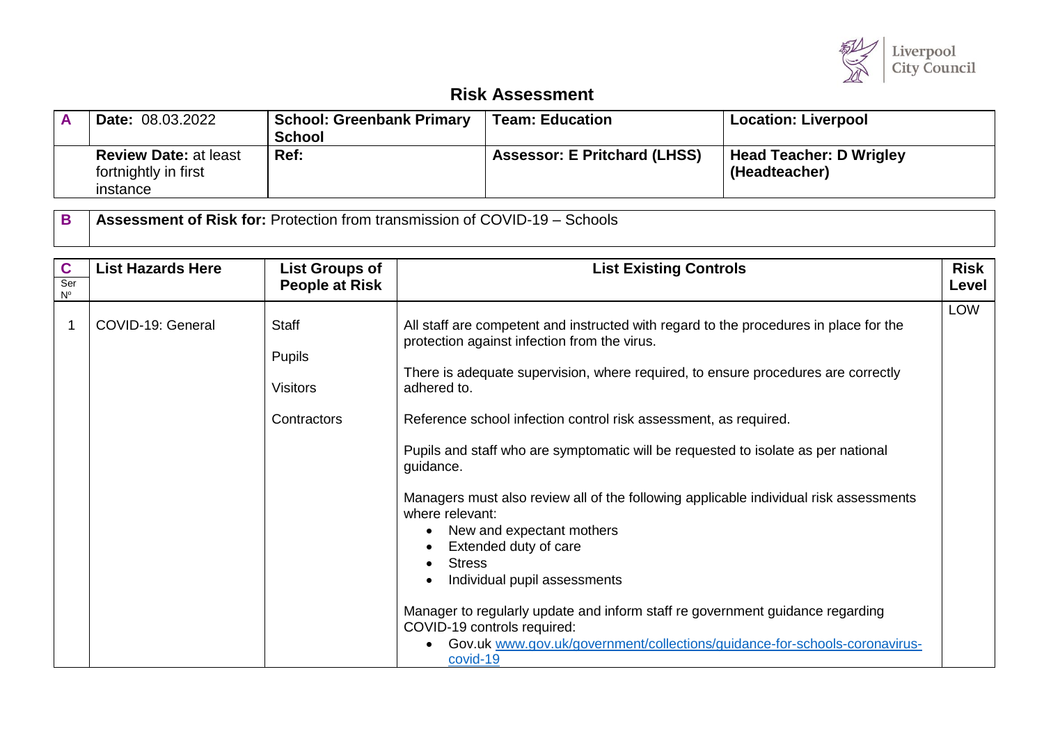Liverpool City Council

# Risk Assessment

| A | Date: 08.03.2022 | School: Greenbank Primary School | Team: Education | Location: Liverpool |
|---|---|---|---|---|
| | **Review Date:** at least fortnightly in first instance | **Ref:** | **Assessor: E Pritchard (LHSS)** | **Head Teacher: D Wrigley (Headteacher)** |

| B | Assessment of Risk for: Protection from transmission of COVID-19 – Schools |
|---|---|

| C Ser Nº | List Hazards Here | List Groups of People at Risk | List Existing Controls | Risk Level |
|---|---|---|---|---|
| 1 | COVID-19: General | Staff<br><br>Pupils<br><br>Visitors<br><br>Contractors | All staff are competent and instructed with regard to the procedures in place for the protection against infection from the virus.<br><br>There is adequate supervision, where required, to ensure procedures are correctly adhered to.<br><br>Reference school infection control risk assessment, as required.<br><br>Pupils and staff who are symptomatic will be requested to isolate as per national guidance.<br><br>Managers must also review all of the following applicable individual risk assessments where relevant:<br>• New and expectant mothers<br>• Extended duty of care<br>• Stress<br>• Individual pupil assessments<br><br>Manager to regularly update and inform staff re government guidance regarding COVID-19 controls required:<br>• Gov.uk www.gov.uk/government/collections/guidance-for-schools-coronavirus-covid-19 | LOW |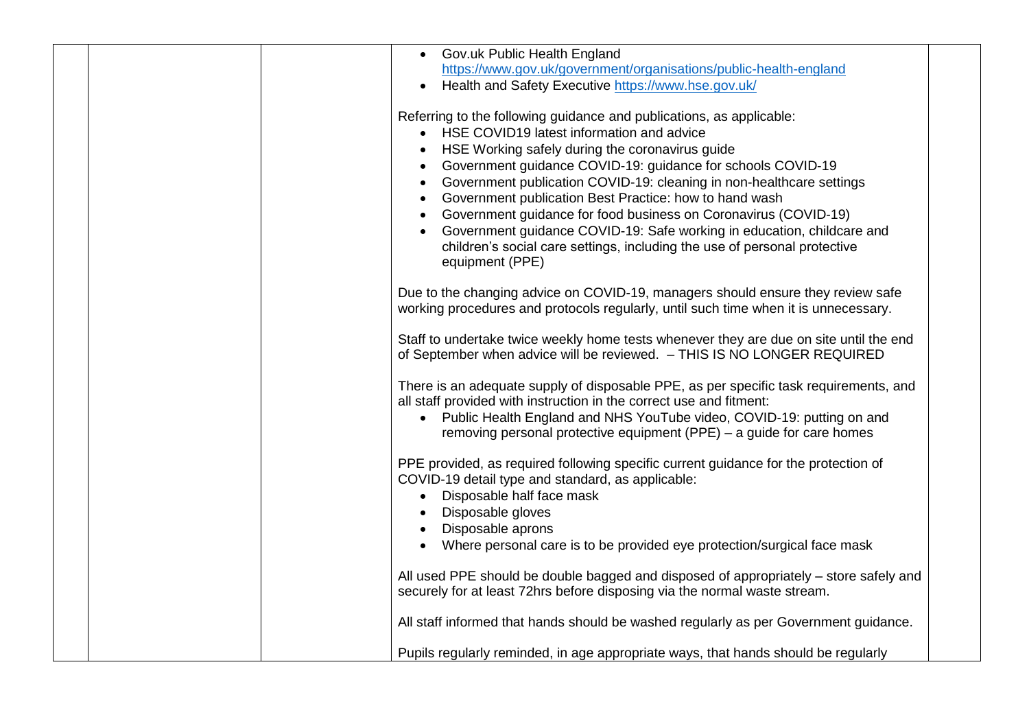| | | | | |
|---|---|---|---|---|
| | | | • Gov.uk Public Health England https://www.gov.uk/government/organisations/public-health-england<br>• Health and Safety Executive https://www.hse.gov.uk/<br><br>Referring to the following guidance and publications, as applicable:<br>• HSE COVID19 latest information and advice<br>• HSE Working safely during the coronavirus guide<br>• Government guidance COVID-19: guidance for schools COVID-19<br>• Government publication COVID-19: cleaning in non-healthcare settings<br>• Government publication Best Practice: how to hand wash<br>• Government guidance for food business on Coronavirus (COVID-19)<br>• Government guidance COVID-19: Safe working in education, childcare and children's social care settings, including the use of personal protective equipment (PPE)<br><br>Due to the changing advice on COVID-19, managers should ensure they review safe working procedures and protocols regularly, until such time when it is unnecessary.<br><br>Staff to undertake twice weekly home tests whenever they are due on site until the end of September when advice will be reviewed. – THIS IS NO LONGER REQUIRED<br><br>There is an adequate supply of disposable PPE, as per specific task requirements, and all staff provided with instruction in the correct use and fitment:<br>• Public Health England and NHS YouTube video, COVID-19: putting on and removing personal protective equipment (PPE) – a guide for care homes<br><br>PPE provided, as required following specific current guidance for the protection of COVID-19 detail type and standard, as applicable:<br>• Disposable half face mask<br>• Disposable gloves<br>• Disposable aprons<br>• Where personal care is to be provided eye protection/surgical face mask<br><br>All used PPE should be double bagged and disposed of appropriately – store safely and securely for at least 72hrs before disposing via the normal waste stream.<br><br>All staff informed that hands should be washed regularly as per Government guidance.<br><br>Pupils regularly reminded, in age appropriate ways, that hands should be regularly | |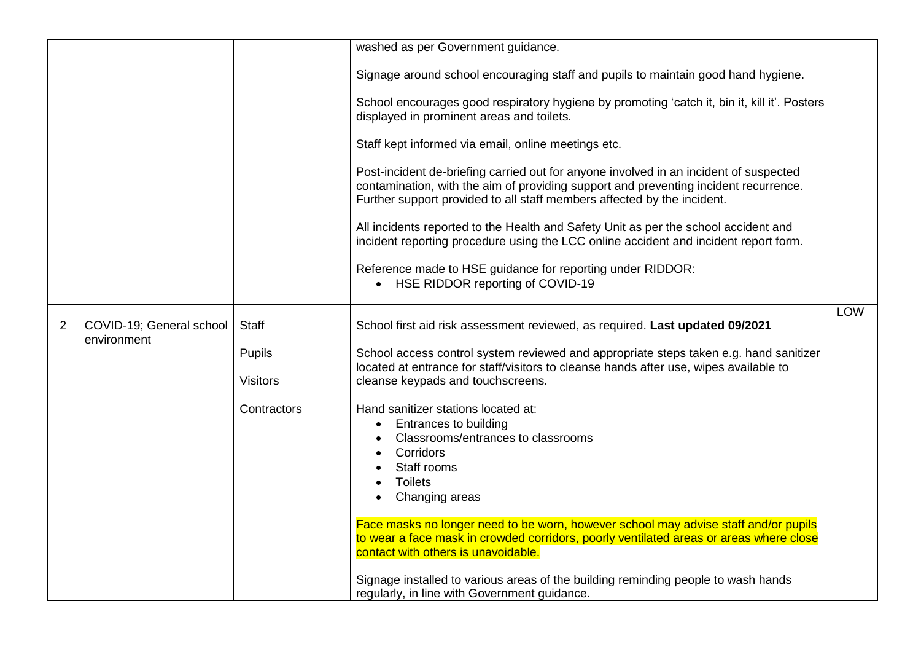| | | | | |
|---|---|---|---|---|
| | | | washed as per Government guidance.<br><br>Signage around school encouraging staff and pupils to maintain good hand hygiene.<br><br>School encourages good respiratory hygiene by promoting 'catch it, bin it, kill it'. Posters displayed in prominent areas and toilets.<br><br>Staff kept informed via email, online meetings etc.<br><br>Post-incident de-briefing carried out for anyone involved in an incident of suspected contamination, with the aim of providing support and preventing incident recurrence. Further support provided to all staff members affected by the incident.<br><br>All incidents reported to the Health and Safety Unit as per the school accident and incident reporting procedure using the LCC online accident and incident report form.<br><br>Reference made to HSE guidance for reporting under RIDDOR:<br>• HSE RIDDOR reporting of COVID-19 | |
| 2 | COVID-19; General school environment | Staff<br><br>Pupils<br><br>Visitors<br><br>Contractors | School first aid risk assessment reviewed, as required. **Last updated 09/2021**<br><br>School access control system reviewed and appropriate steps taken e.g. hand sanitizer located at entrance for staff/visitors to cleanse hands after use, wipes available to cleanse keypads and touchscreens.<br><br>Hand sanitizer stations located at:<br>• Entrances to building<br>• Classrooms/entrances to classrooms<br>• Corridors<br>• Staff rooms<br>• Toilets<br>• Changing areas<br><br>Face masks no longer need to be worn, however school may advise staff and/or pupils to wear a face mask in crowded corridors, poorly ventilated areas or areas where close contact with others is unavoidable.<br><br>Signage installed to various areas of the building reminding people to wash hands regularly, in line with Government guidance. | LOW |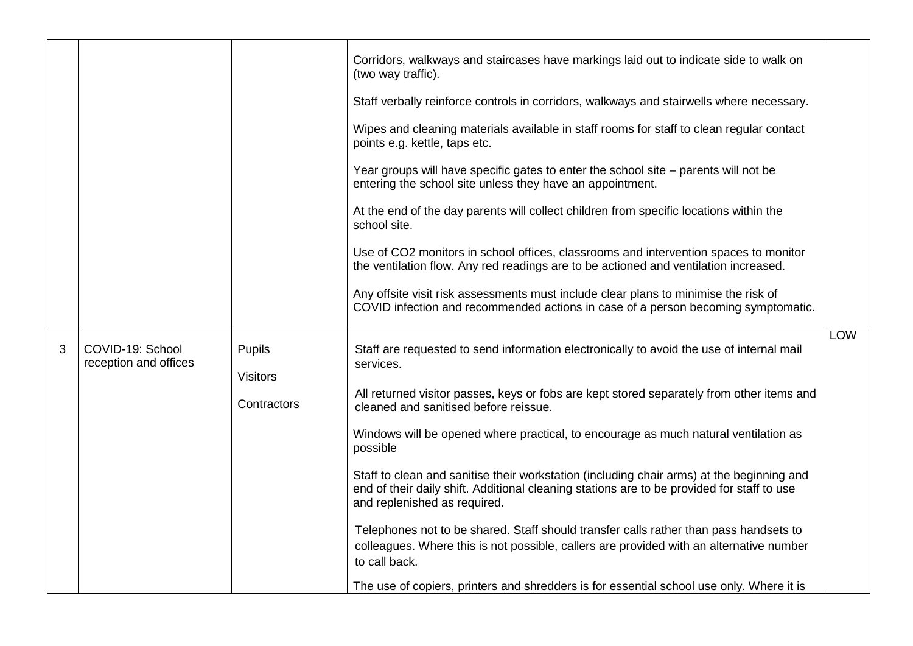| | | | | |
|---|---|---|---|---|
| | | | Corridors, walkways and staircases have markings laid out to indicate side to walk on (two way traffic).<br><br>Staff verbally reinforce controls in corridors, walkways and stairwells where necessary.<br><br>Wipes and cleaning materials available in staff rooms for staff to clean regular contact points e.g. kettle, taps etc.<br><br>Year groups will have specific gates to enter the school site – parents will not be entering the school site unless they have an appointment.<br><br>At the end of the day parents will collect children from specific locations within the school site.<br><br>Use of CO2 monitors in school offices, classrooms and intervention spaces to monitor the ventilation flow. Any red readings are to be actioned and ventilation increased.<br><br>Any offsite visit risk assessments must include clear plans to minimise the risk of COVID infection and recommended actions in case of a person becoming symptomatic. | |
| 3 | COVID-19: School reception and offices | Pupils<br><br>Visitors<br><br>Contractors | Staff are requested to send information electronically to avoid the use of internal mail services.<br><br>All returned visitor passes, keys or fobs are kept stored separately from other items and cleaned and sanitised before reissue.<br><br>Windows will be opened where practical, to encourage as much natural ventilation as possible<br><br>Staff to clean and sanitise their workstation (including chair arms) at the beginning and end of their daily shift. Additional cleaning stations are to be provided for staff to use and replenished as required.<br><br>Telephones not to be shared. Staff should transfer calls rather than pass handsets to colleagues. Where this is not possible, callers are provided with an alternative number to call back.<br><br>The use of copiers, printers and shredders is for essential school use only. Where it is | LOW |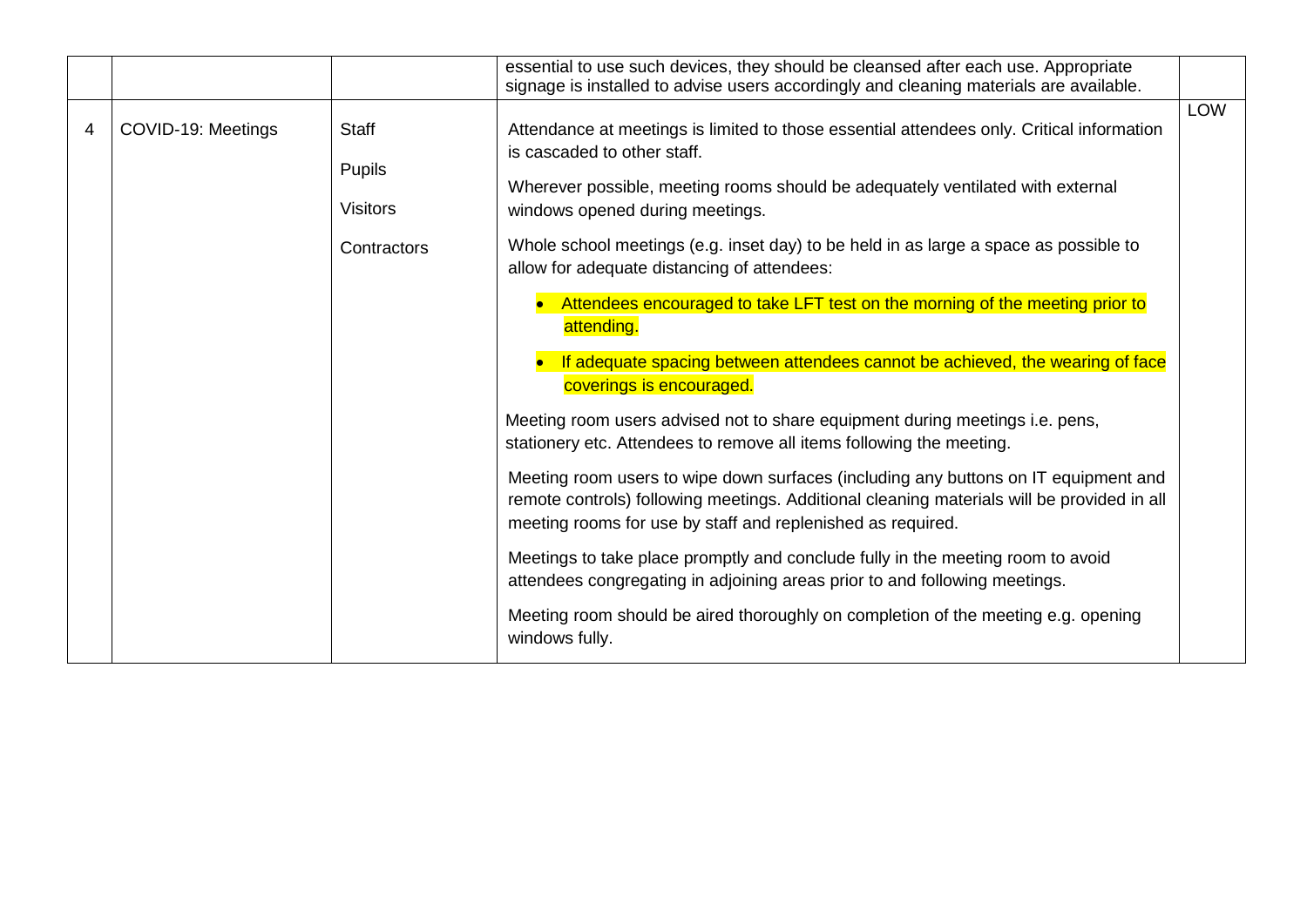| | | | | |
|---|---|---|---|---|
| | | | essential to use such devices, they should be cleansed after each use. Appropriate signage is installed to advise users accordingly and cleaning materials are available. | |
| 4 | COVID-19: Meetings | Staff<br><br>Pupils<br><br>Visitors<br><br>Contractors | Attendance at meetings is limited to those essential attendees only. Critical information is cascaded to other staff.<br><br>Wherever possible, meeting rooms should be adequately ventilated with external windows opened during meetings.<br><br>Whole school meetings (e.g. inset day) to be held in as large a space as possible to allow for adequate distancing of attendees:<br><br>• Attendees encouraged to take LFT test on the morning of the meeting prior to attending.<br><br>• If adequate spacing between attendees cannot be achieved, the wearing of face coverings is encouraged.<br><br>Meeting room users advised not to share equipment during meetings i.e. pens, stationery etc. Attendees to remove all items following the meeting.<br><br>Meeting room users to wipe down surfaces (including any buttons on IT equipment and remote controls) following meetings. Additional cleaning materials will be provided in all meeting rooms for use by staff and replenished as required.<br><br>Meetings to take place promptly and conclude fully in the meeting room to avoid attendees congregating in adjoining areas prior to and following meetings.<br><br>Meeting room should be aired thoroughly on completion of the meeting e.g. opening windows fully. | LOW |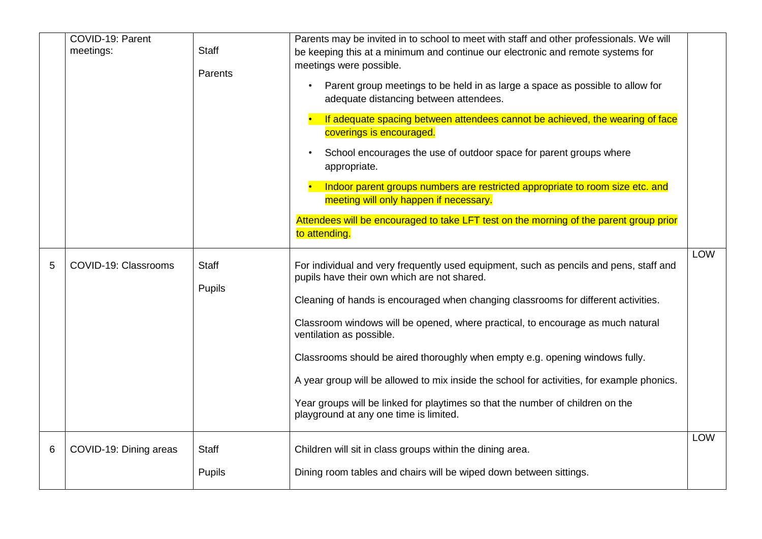| | | | | |
|---|---|---|---|---|
| | COVID-19: Parent meetings: | Staff<br><br>Parents | Parents may be invited in to school to meet with staff and other professionals. We will be keeping this at a minimum and continue our electronic and remote systems for meetings were possible.<br><br>• Parent group meetings to be held in as large a space as possible to allow for adequate distancing between attendees.<br><br>• If adequate spacing between attendees cannot be achieved, the wearing of face coverings is encouraged.<br><br>• School encourages the use of outdoor space for parent groups where appropriate.<br><br>• Indoor parent groups numbers are restricted appropriate to room size etc. and meeting will only happen if necessary.<br><br>Attendees will be encouraged to take LFT test on the morning of the parent group prior to attending. | |
| 5 | COVID-19: Classrooms | Staff<br><br>Pupils | For individual and very frequently used equipment, such as pencils and pens, staff and pupils have their own which are not shared.<br><br>Cleaning of hands is encouraged when changing classrooms for different activities.<br><br>Classroom windows will be opened, where practical, to encourage as much natural ventilation as possible.<br><br>Classrooms should be aired thoroughly when empty e.g. opening windows fully.<br><br>A year group will be allowed to mix inside the school for activities, for example phonics.<br><br>Year groups will be linked for playtimes so that the number of children on the playground at any one time is limited. | LOW |
| 6 | COVID-19: Dining areas | Staff<br><br>Pupils | Children will sit in class groups within the dining area.<br><br>Dining room tables and chairs will be wiped down between sittings. | LOW |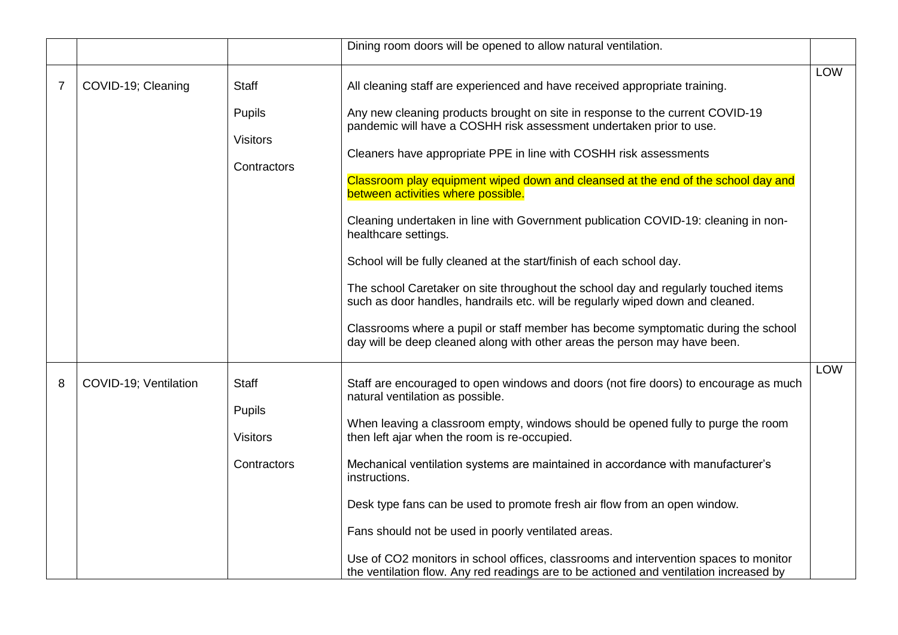| | | | | |
|---|---|---|---|---|
| | | | Dining room doors will be opened to allow natural ventilation. | |
| 7 | COVID-19; Cleaning | Staff<br><br>Pupils<br><br>Visitors<br><br>Contractors | All cleaning staff are experienced and have received appropriate training.<br><br>Any new cleaning products brought on site in response to the current COVID-19 pandemic will have a COSHH risk assessment undertaken prior to use.<br><br>Cleaners have appropriate PPE in line with COSHH risk assessments<br><br>Classroom play equipment wiped down and cleansed at the end of the school day and between activities where possible.<br><br>Cleaning undertaken in line with Government publication COVID-19: cleaning in non-healthcare settings.<br><br>School will be fully cleaned at the start/finish of each school day.<br><br>The school Caretaker on site throughout the school day and regularly touched items such as door handles, handrails etc. will be regularly wiped down and cleaned.<br><br>Classrooms where a pupil or staff member has become symptomatic during the school day will be deep cleaned along with other areas the person may have been. | LOW |
| 8 | COVID-19; Ventilation | Staff<br><br>Pupils<br><br>Visitors<br><br>Contractors | Staff are encouraged to open windows and doors (not fire doors) to encourage as much natural ventilation as possible.<br><br>When leaving a classroom empty, windows should be opened fully to purge the room then left ajar when the room is re-occupied.<br><br>Mechanical ventilation systems are maintained in accordance with manufacturer's instructions.<br><br>Desk type fans can be used to promote fresh air flow from an open window.<br><br>Fans should not be used in poorly ventilated areas.<br><br>Use of $CO_2$ monitors in school offices, classrooms and intervention spaces to monitor the ventilation flow. Any red readings are to be actioned and ventilation increased by | LOW |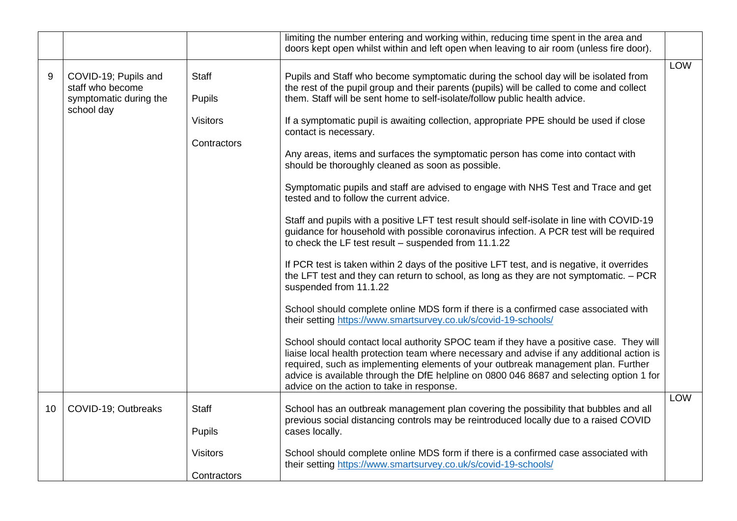| | | | | |
|---|---|---|---|---|
| | | | limiting the number entering and working within, reducing time spent in the area and doors kept open whilst within and left open when leaving to air room (unless fire door). | |
| 9 | COVID-19; Pupils and staff who become symptomatic during the school day | Staff<br><br>Pupils<br><br>Visitors<br><br>Contractors | Pupils and Staff who become symptomatic during the school day will be isolated from the rest of the pupil group and their parents (pupils) will be called to come and collect them. Staff will be sent home to self-isolate/follow public health advice.<br><br>If a symptomatic pupil is awaiting collection, appropriate PPE should be used if close contact is necessary.<br><br>Any areas, items and surfaces the symptomatic person has come into contact with should be thoroughly cleaned as soon as possible.<br><br>Symptomatic pupils and staff are advised to engage with NHS Test and Trace and get tested and to follow the current advice.<br><br>Staff and pupils with a positive LFT test result should self-isolate in line with COVID-19 guidance for household with possible coronavirus infection. A PCR test will be required to check the LF test result – suspended from 11.1.22<br><br>If PCR test is taken within 2 days of the positive LFT test, and is negative, it overrides the LFT test and they can return to school, as long as they are not symptomatic. – PCR suspended from 11.1.22<br><br>School should complete online MDS form if there is a confirmed case associated with their setting https://www.smartsurvey.co.uk/s/covid-19-schools/<br><br>School should contact local authority SPOC team if they have a positive case. They will liaise local health protection team where necessary and advise if any additional action is required, such as implementing elements of your outbreak management plan. Further advice is available through the DfE helpline on 0800 046 8687 and selecting option 1 for advice on the action to take in response. | LOW |
| 10 | COVID-19; Outbreaks | Staff<br><br>Pupils<br><br>Visitors<br><br>Contractors | School has an outbreak management plan covering the possibility that bubbles and all previous social distancing controls may be reintroduced locally due to a raised COVID cases locally.<br><br>School should complete online MDS form if there is a confirmed case associated with their setting https://www.smartsurvey.co.uk/s/covid-19-schools/ | LOW |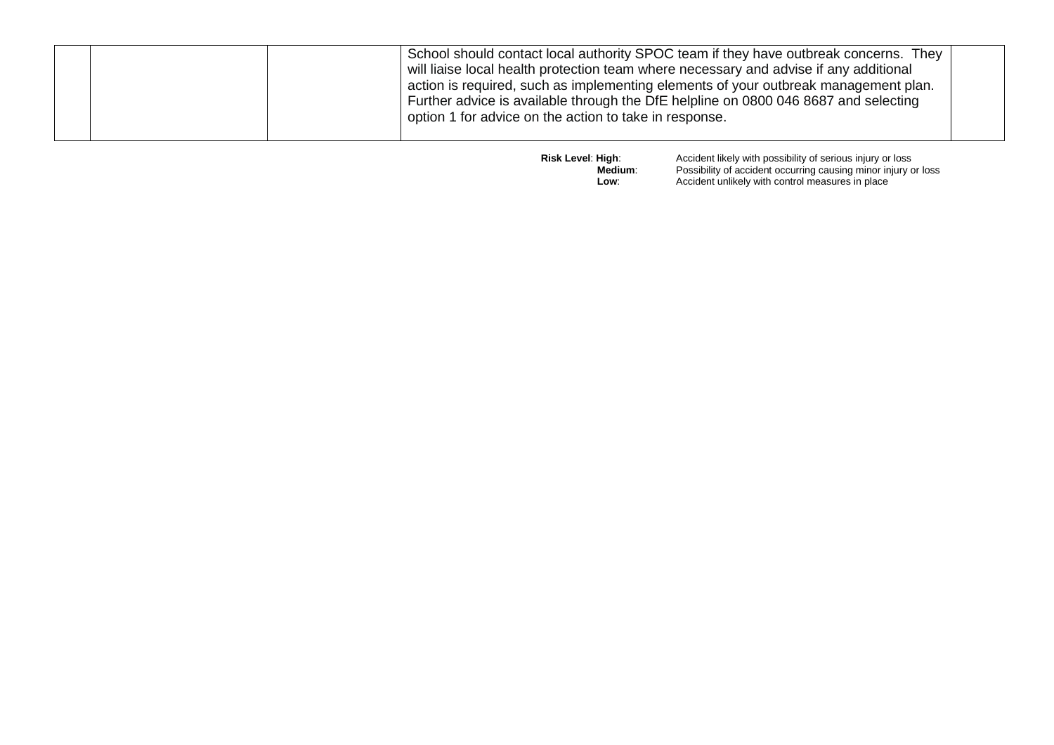|  |  |  | School should contact local authority SPOC team if they have outbreak concerns. They will liaise local health protection team where necessary and advise if any additional action is required, such as implementing elements of your outbreak management plan. Further advice is available through the DfE helpline on 0800 046 8687 and selecting option 1 for advice on the action to take in response. |  |
|---|---|---|---|---|

**Risk Level**: **High**: Accident likely with possibility of serious injury or loss
**Medium**: Possibility of accident occurring causing minor injury or loss
**Low**: Accident unlikely with control measures in place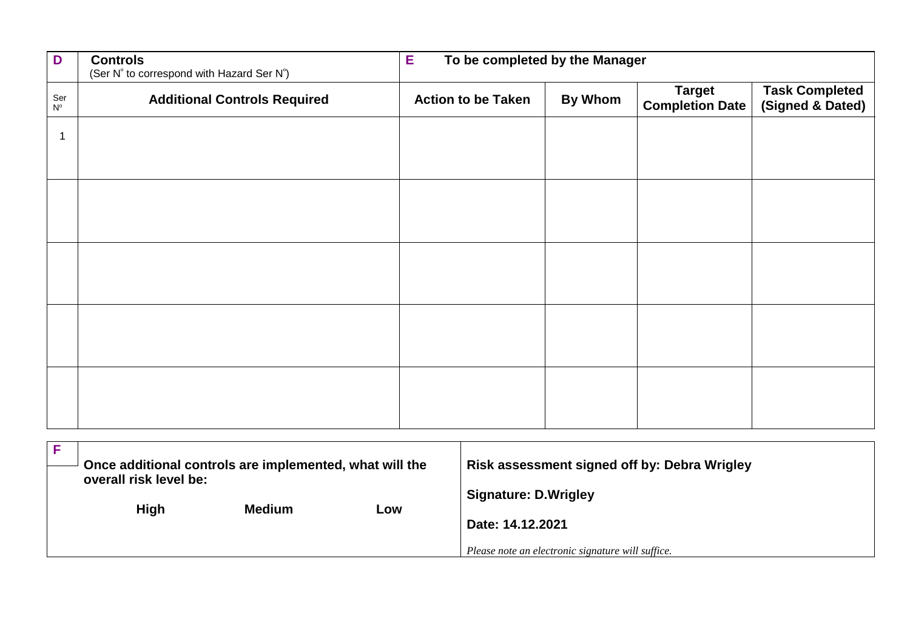| **D** | **Controls** (Ser N° to correspond with Hazard Ser N°) | **E** To be completed by the Manager | | | |
|---|---|---|---|---|---|
| Ser N° | **Additional Controls Required** | **Action to be Taken** | **By Whom** | **Target Completion Date** | **Task Completed (Signed & Dated)** |
| 1 | | | | | |
| | | | | | |
| | | | | | |
| | | | | | |
| | | | | | |

| **F** Once additional controls are implemented, what will the overall risk level be: | |
|---|---|
| **High** **Medium** **Low** | **Risk assessment signed off by: Debra Wrigley**<br>**Signature: D.Wrigley**<br>**Date: 14.12.2021**<br>*Please note an electronic signature will suffice.* |